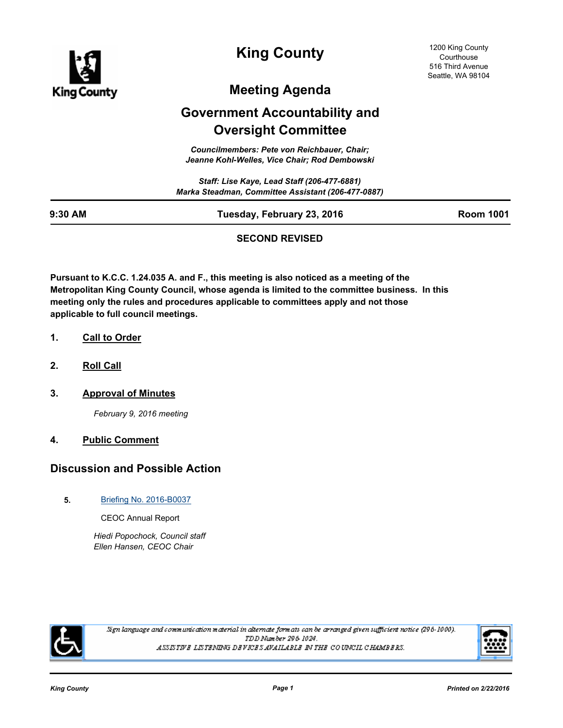# King County

1200 King County Courthouse
516 Third Avenue
Seattle, WA 98104

## Meeting Agenda

## Government Accountability and Oversight Committee

*Councilmembers: Pete von Reichbauer, Chair; Jeanne Kohl-Welles, Vice Chair; Rod Dembowski*

*Staff: Lise Kaye, Lead Staff (206-477-6881)*
*Marka Steadman, Committee Assistant (206-477-0887)*

| 9:30 AM | Tuesday, February 23, 2016 | Room 1001 |
|---|---|---|

**SECOND REVISED**

**Pursuant to K.C.C. 1.24.035 A. and F., this meeting is also noticed as a meeting of the Metropolitan King County Council, whose agenda is limited to the committee business. In this meeting only the rules and procedures applicable to committees apply and not those applicable to full council meetings.**

1. **Call to Order**

2. **Roll Call**

3. **Approval of Minutes**

   *February 9, 2016 meeting*

4. **Public Comment**

## Discussion and Possible Action

5. Briefing No. 2016-B0037

   CEOC Annual Report

   *Hiedi Popochock, Council staff*
   *Ellen Hansen, CEOC Chair*

Sign language and communication material in alternate formats can be arranged given sufficient notice (296-1000).
TDD Number 296-1024.
ASSISTIVE LISTENING DEVICES AVAILABLE IN THE COUNCIL CHAMBERS.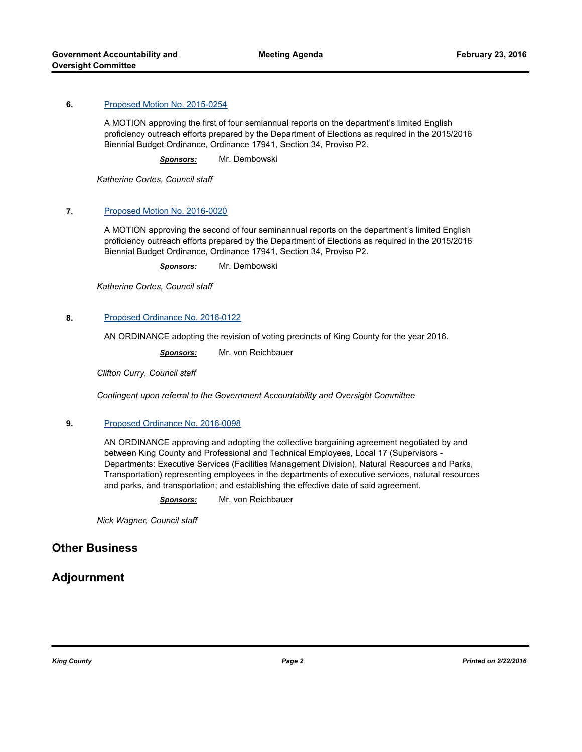6. [Proposed Motion No. 2015-0254]

A MOTION approving the first of four semiannual reports on the department's limited English proficiency outreach efforts prepared by the Department of Elections as required in the 2015/2016 Biennial Budget Ordinance, Ordinance 17941, Section 34, Proviso P2.

***Sponsors:*** Mr. Dembowski

*Katherine Cortes, Council staff*

7. [Proposed Motion No. 2016-0020]

A MOTION approving the second of four seminannual reports on the department's limited English proficiency outreach efforts prepared by the Department of Elections as required in the 2015/2016 Biennial Budget Ordinance, Ordinance 17941, Section 34, Proviso P2.

***Sponsors:*** Mr. Dembowski

*Katherine Cortes, Council staff*

8. [Proposed Ordinance No. 2016-0122]

AN ORDINANCE adopting the revision of voting precincts of King County for the year 2016.

***Sponsors:*** Mr. von Reichbauer

*Clifton Curry, Council staff*

*Contingent upon referral to the Government Accountability and Oversight Committee*

9. [Proposed Ordinance No. 2016-0098]

AN ORDINANCE approving and adopting the collective bargaining agreement negotiated by and between King County and Professional and Technical Employees, Local 17 (Supervisors - Departments: Executive Services (Facilities Management Division), Natural Resources and Parks, Transportation) representing employees in the departments of executive services, natural resources and parks, and transportation; and establishing the effective date of said agreement.

***Sponsors:*** Mr. von Reichbauer

*Nick Wagner, Council staff*

## Other Business

## Adjournment